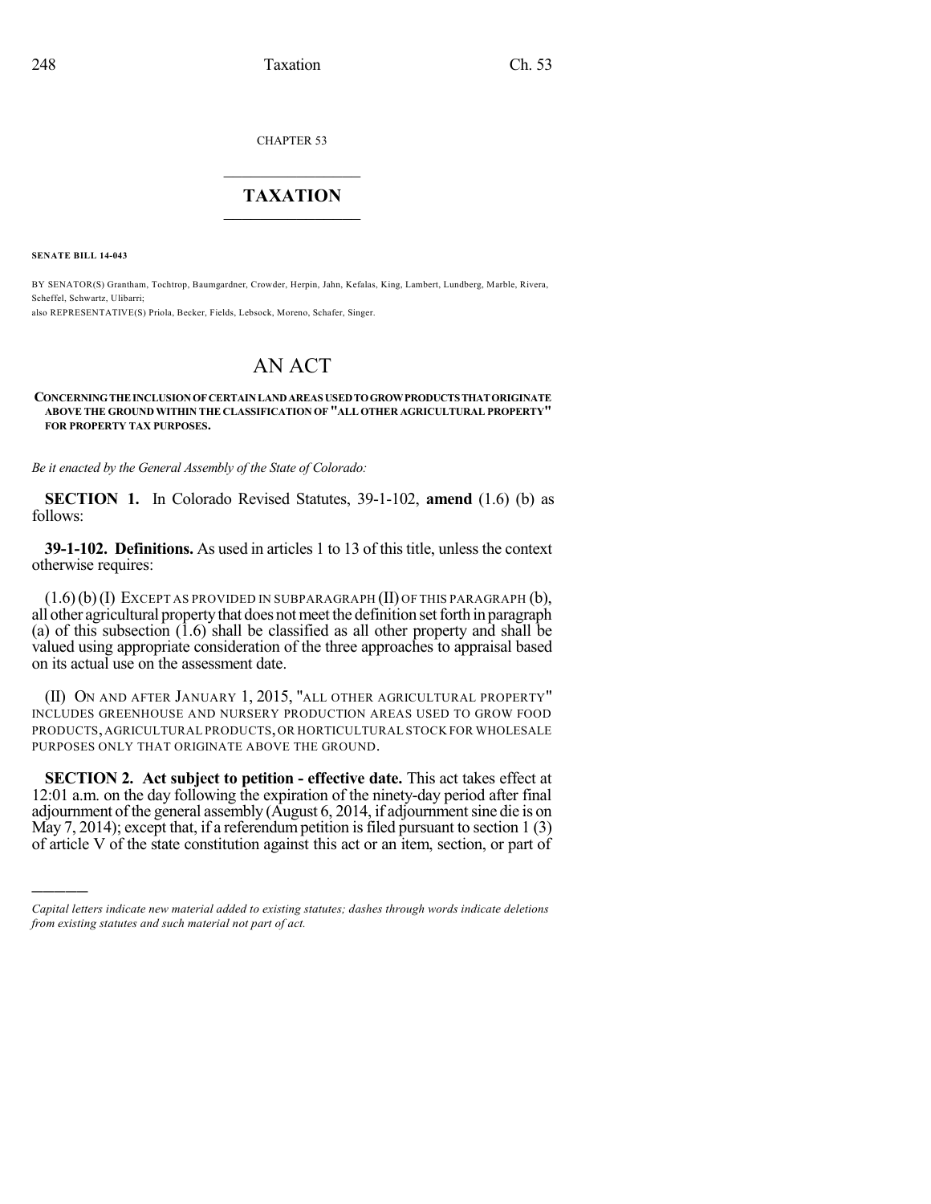CHAPTER 53

# TAXATION

**SENATE BILL 14-043**

BY SENATOR(S) Grantham, Tochtrop, Baumgardner, Crowder, Herpin, Jahn, Kefalas, King, Lambert, Lundberg, Marble, Rivera, Scheffel, Schwartz, Ulibarri;
also REPRESENTATIVE(S) Priola, Becker, Fields, Lebsock, Moreno, Schafer, Singer.

# AN ACT

**CONCERNING THE INCLUSION OF CERTAIN LAND AREAS USED TO GROW PRODUCTS THAT ORIGINATE ABOVE THE GROUND WITHIN THE CLASSIFICATION OF "ALL OTHER AGRICULTURAL PROPERTY" FOR PROPERTY TAX PURPOSES.**

*Be it enacted by the General Assembly of the State of Colorado:*

**SECTION 1.** In Colorado Revised Statutes, 39-1-102, **amend** (1.6) (b) as follows:

**39-1-102. Definitions.** As used in articles 1 to 13 of this title, unless the context otherwise requires:

(1.6) (b) (I) EXCEPT AS PROVIDED IN SUBPARAGRAPH (II) OF THIS PARAGRAPH (b), all other agricultural property that does not meet the definition set forth in paragraph (a) of this subsection (1.6) shall be classified as all other property and shall be valued using appropriate consideration of the three approaches to appraisal based on its actual use on the assessment date.

(II) ON AND AFTER JANUARY 1, 2015, "ALL OTHER AGRICULTURAL PROPERTY" INCLUDES GREENHOUSE AND NURSERY PRODUCTION AREAS USED TO GROW FOOD PRODUCTS, AGRICULTURAL PRODUCTS, OR HORTICULTURAL STOCK FOR WHOLESALE PURPOSES ONLY THAT ORIGINATE ABOVE THE GROUND.

**SECTION 2. Act subject to petition - effective date.** This act takes effect at 12:01 a.m. on the day following the expiration of the ninety-day period after final adjournment of the general assembly (August 6, 2014, if adjournment sine die is on May 7, 2014); except that, if a referendum petition is filed pursuant to section 1 (3) of article V of the state constitution against this act or an item, section, or part of

*Capital letters indicate new material added to existing statutes; dashes through words indicate deletions from existing statutes and such material not part of act.*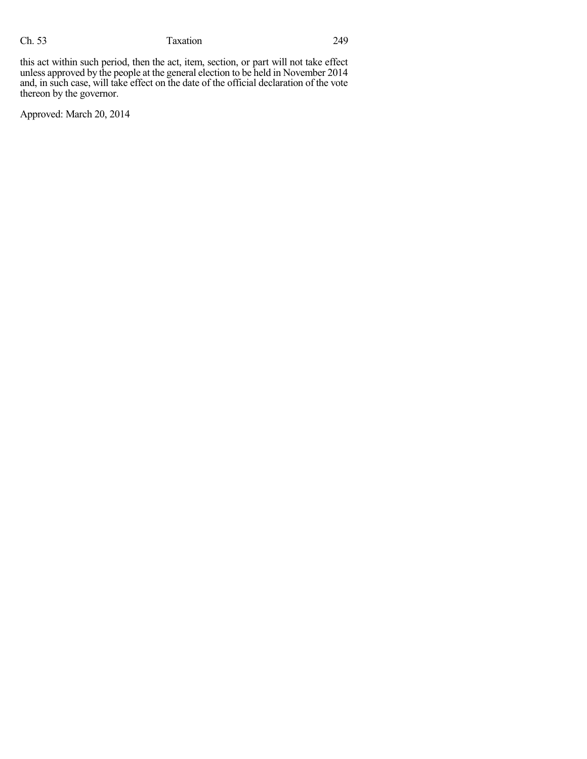this act within such period, then the act, item, section, or part will not take effect unless approved by the people at the general election to be held in November 2014 and, in such case, will take effect on the date of the official declaration of the vote thereon by the governor.

Approved: March 20, 2014